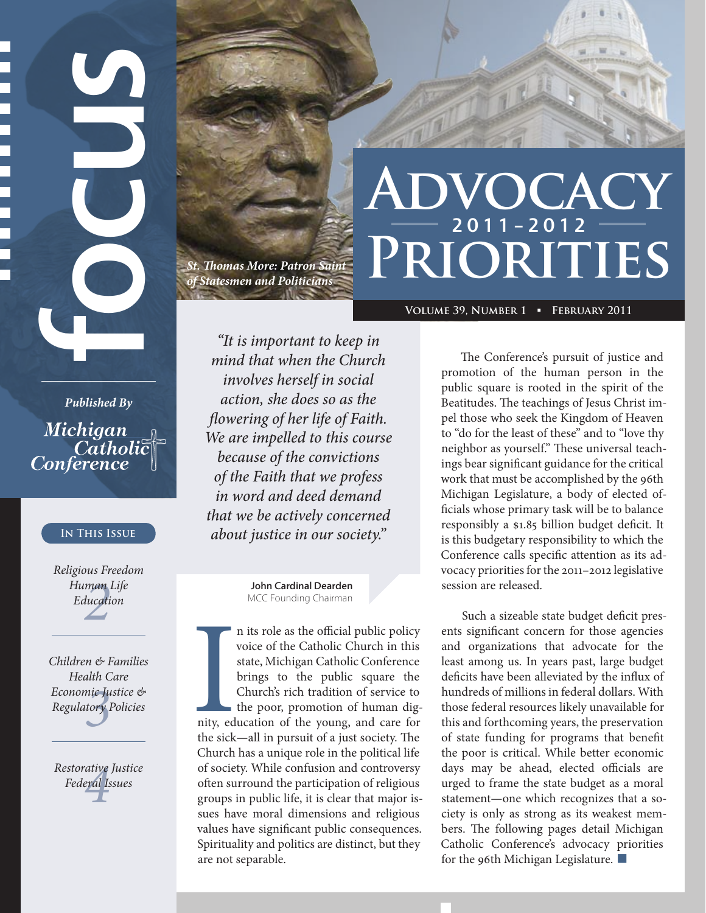# focus

*Published By*

*Michigan Catholic Conference*

**In This Issue**

*Religious Freedom*
*Human Life*
*Education* — 2

*Children & Families*
*Health Care*
*Economic Justice & Regulatory Policies* — 3

*Restorative Justice*
*Federal Issues* — 4

*St. Thomas More: Patron Saint of Statesmen and Politicians*

# Advocacy 2011–2012 Priorities

**Volume 39, Number 1 ▪ February 2011**

> *"It is important to keep in mind that when the Church involves herself in social action, she does so as the flowering of her life of Faith. We are impelled to this course because of the convictions of the Faith that we profess in word and deed demand that we be actively concerned about justice in our society."*
>
> **John Cardinal Dearden**
> MCC Founding Chairman

In its role as the official public policy voice of the Catholic Church in this state, Michigan Catholic Conference brings to the public square the Church's rich tradition of service to the poor, promotion of human dignity, education of the young, and care for the sick—all in pursuit of a just society. The Church has a unique role in the political life of society. While confusion and controversy often surround the participation of religious groups in public life, it is clear that major issues have moral dimensions and religious values have significant public consequences. Spirituality and politics are distinct, but they are not separable.

The Conference's pursuit of justice and promotion of the human person in the public square is rooted in the spirit of the Beatitudes. The teachings of Jesus Christ impel those who seek the Kingdom of Heaven to "do for the least of these" and to "love thy neighbor as yourself." These universal teachings bear significant guidance for the critical work that must be accomplished by the 96th Michigan Legislature, a body of elected officials whose primary task will be to balance responsibly a $1.85 billion budget deficit. It is this budgetary responsibility to which the Conference calls specific attention as its advocacy priorities for the 2011–2012 legislative session are released.

Such a sizeable state budget deficit presents significant concern for those agencies and organizations that advocate for the least among us. In years past, large budget deficits have been alleviated by the influx of hundreds of millions in federal dollars. With those federal resources likely unavailable for this and forthcoming years, the preservation of state funding for programs that benefit the poor is critical. While better economic days may be ahead, elected officials are urged to frame the state budget as a moral statement—one which recognizes that a society is only as strong as its weakest members. The following pages detail Michigan Catholic Conference's advocacy priorities for the 96th Michigan Legislature. ■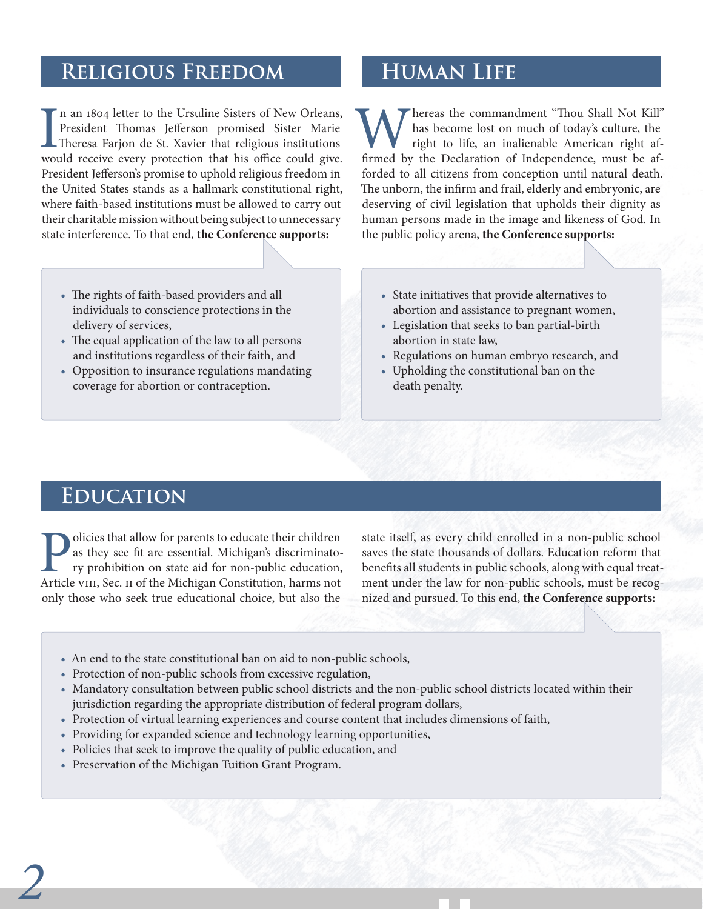## Religious Freedom

In an 1804 letter to the Ursuline Sisters of New Orleans, President Thomas Jefferson promised Sister Marie Theresa Farjon de St. Xavier that religious institutions would receive every protection that his office could give. President Jefferson's promise to uphold religious freedom in the United States stands as a hallmark constitutional right, where faith-based institutions must be allowed to carry out their charitable mission without being subject to unnecessary state interference. To that end, **the Conference supports:**

- The rights of faith-based providers and all individuals to conscience protections in the delivery of services,
- The equal application of the law to all persons and institutions regardless of their faith, and
- Opposition to insurance regulations mandating coverage for abortion or contraception.

## Human Life

Whereas the commandment "Thou Shall Not Kill" has become lost on much of today's culture, the right to life, an inalienable American right affirmed by the Declaration of Independence, must be afforded to all citizens from conception until natural death. The unborn, the infirm and frail, elderly and embryonic, are deserving of civil legislation that upholds their dignity as human persons made in the image and likeness of God. In the public policy arena, **the Conference supports:**

- State initiatives that provide alternatives to abortion and assistance to pregnant women,
- Legislation that seeks to ban partial-birth abortion in state law,
- Regulations on human embryo research, and
- Upholding the constitutional ban on the death penalty.

## Education

Policies that allow for parents to educate their children as they see fit are essential. Michigan's discriminatory prohibition on state aid for non-public education, Article VIII, Sec. II of the Michigan Constitution, harms not only those who seek true educational choice, but also the state itself, as every child enrolled in a non-public school saves the state thousands of dollars. Education reform that benefits all students in public schools, along with equal treatment under the law for non-public schools, must be recognized and pursued. To this end, **the Conference supports:**

- An end to the state constitutional ban on aid to non-public schools,
- Protection of non-public schools from excessive regulation,
- Mandatory consultation between public school districts and the non-public school districts located within their jurisdiction regarding the appropriate distribution of federal program dollars,
- Protection of virtual learning experiences and course content that includes dimensions of faith,
- Providing for expanded science and technology learning opportunities,
- Policies that seek to improve the quality of public education, and
- Preservation of the Michigan Tuition Grant Program.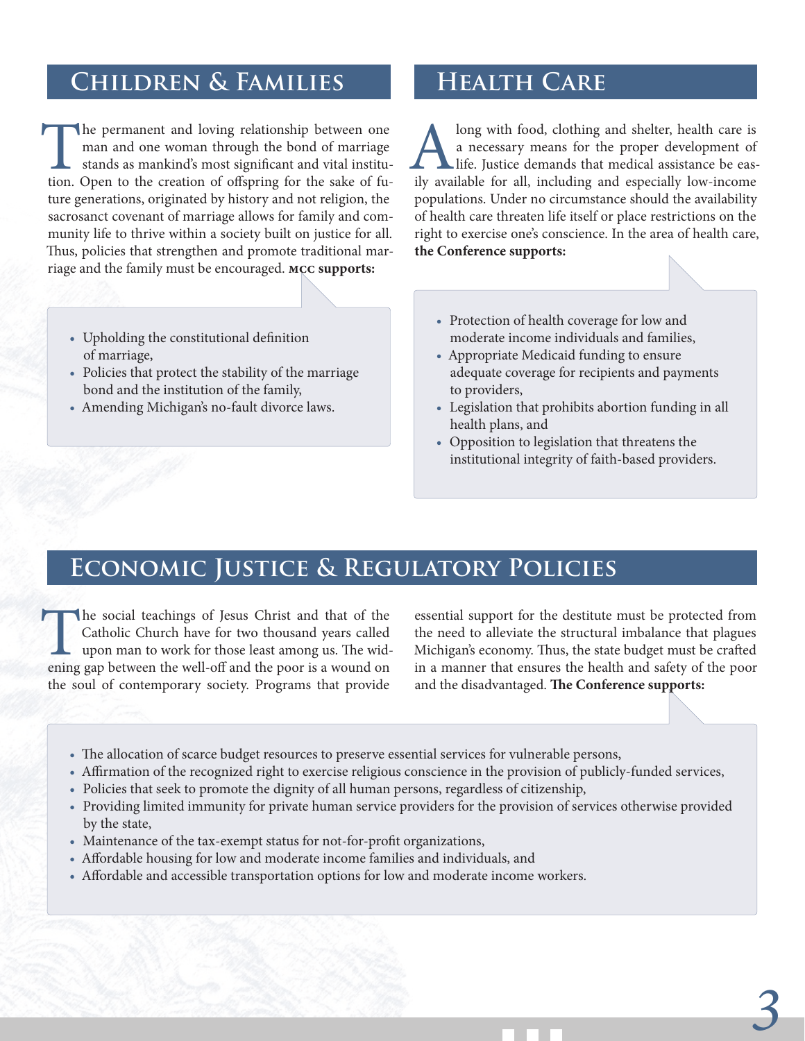## Children & Families

The permanent and loving relationship between one man and one woman through the bond of marriage stands as mankind's most significant and vital institution. Open to the creation of offspring for the sake of future generations, originated by history and not religion, the sacrosanct covenant of marriage allows for family and community life to thrive within a society built on justice for all. Thus, policies that strengthen and promote traditional marriage and the family must be encouraged. **MCC supports:**

- Upholding the constitutional definition of marriage,
- Policies that protect the stability of the marriage bond and the institution of the family,
- Amending Michigan's no-fault divorce laws.

## Health Care

Along with food, clothing and shelter, health care is a necessary means for the proper development of life. Justice demands that medical assistance be easily available for all, including and especially low-income populations. Under no circumstance should the availability of health care threaten life itself or place restrictions on the right to exercise one's conscience. In the area of health care, **the Conference supports:**

- Protection of health coverage for low and moderate income individuals and families,
- Appropriate Medicaid funding to ensure adequate coverage for recipients and payments to providers,
- Legislation that prohibits abortion funding in all health plans, and
- Opposition to legislation that threatens the institutional integrity of faith-based providers.

## Economic Justice & Regulatory Policies

The social teachings of Jesus Christ and that of the Catholic Church have for two thousand years called upon man to work for those least among us. The widening gap between the well-off and the poor is a wound on the soul of contemporary society. Programs that provide essential support for the destitute must be protected from the need to alleviate the structural imbalance that plagues Michigan's economy. Thus, the state budget must be crafted in a manner that ensures the health and safety of the poor and the disadvantaged. **The Conference supports:**

- The allocation of scarce budget resources to preserve essential services for vulnerable persons,
- Affirmation of the recognized right to exercise religious conscience in the provision of publicly-funded services,
- Policies that seek to promote the dignity of all human persons, regardless of citizenship,
- Providing limited immunity for private human service providers for the provision of services otherwise provided by the state,
- Maintenance of the tax-exempt status for not-for-profit organizations,
- Affordable housing for low and moderate income families and individuals, and
- Affordable and accessible transportation options for low and moderate income workers.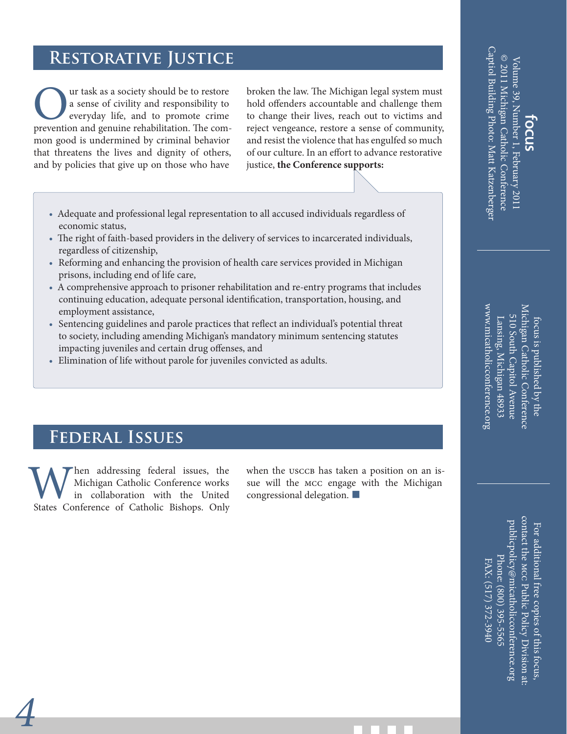## Restorative Justice

Our task as a society should be to restore a sense of civility and responsibility to everyday life, and to promote crime prevention and genuine rehabilitation. The common good is undermined by criminal behavior that threatens the lives and dignity of others, and by policies that give up on those who have broken the law. The Michigan legal system must hold offenders accountable and challenge them to change their lives, reach out to victims and reject vengeance, restore a sense of community, and resist the violence that has engulfed so much of our culture. In an effort to advance restorative justice, **the Conference supports:**

- Adequate and professional legal representation to all accused individuals regardless of economic status,
- The right of faith-based providers in the delivery of services to incarcerated individuals, regardless of citizenship,
- Reforming and enhancing the provision of health care services provided in Michigan prisons, including end of life care,
- A comprehensive approach to prisoner rehabilitation and re-entry programs that includes continuing education, adequate personal identification, transportation, housing, and employment assistance,
- Sentencing guidelines and parole practices that reflect an individual's potential threat to society, including amending Michigan's mandatory minimum sentencing statutes impacting juveniles and certain drug offenses, and
- Elimination of life without parole for juveniles convicted as adults.

## Federal Issues

When addressing federal issues, the Michigan Catholic Conference works in collaboration with the United States Conference of Catholic Bishops. Only when the USCCB has taken a position on an issue will the MCC engage with the Michigan congressional delegation. ■

**focus**
Volume 39, Number 1, February 2011
© 2011 Michigan Catholic Conference
Captiol Building Photo: Matt Katzenberger

focus is published by the
Michigan Catholic Conference
510 South Capitol Avenue
Lansing, Michigan 48933
www.micatholicconference.org

For additional free copies of this focus, contact the MCC Public Policy Division at:
publicpolicy@micatholicconference.org
Phone: (800) 395-5565
FAX: (517) 372-3940